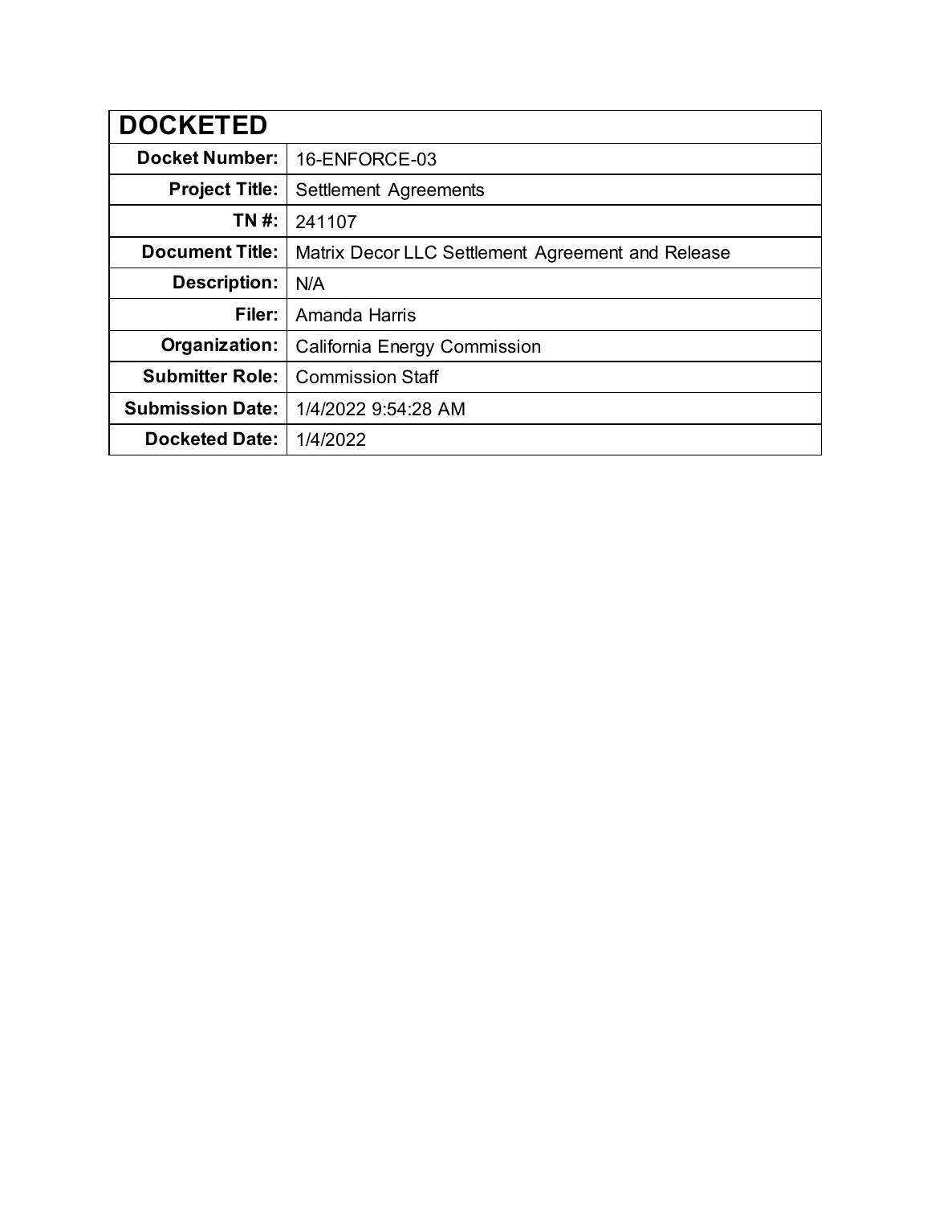| DOCKETED | |
|---|---|
| **Docket Number:** | 16-ENFORCE-03 |
| **Project Title:** | Settlement Agreements |
| **TN #:** | 241107 |
| **Document Title:** | Matrix Decor LLC Settlement Agreement and Release |
| **Description:** | N/A |
| **Filer:** | Amanda Harris |
| **Organization:** | California Energy Commission |
| **Submitter Role:** | Commission Staff |
| **Submission Date:** | 1/4/2022 9:54:28 AM |
| **Docketed Date:** | 1/4/2022 |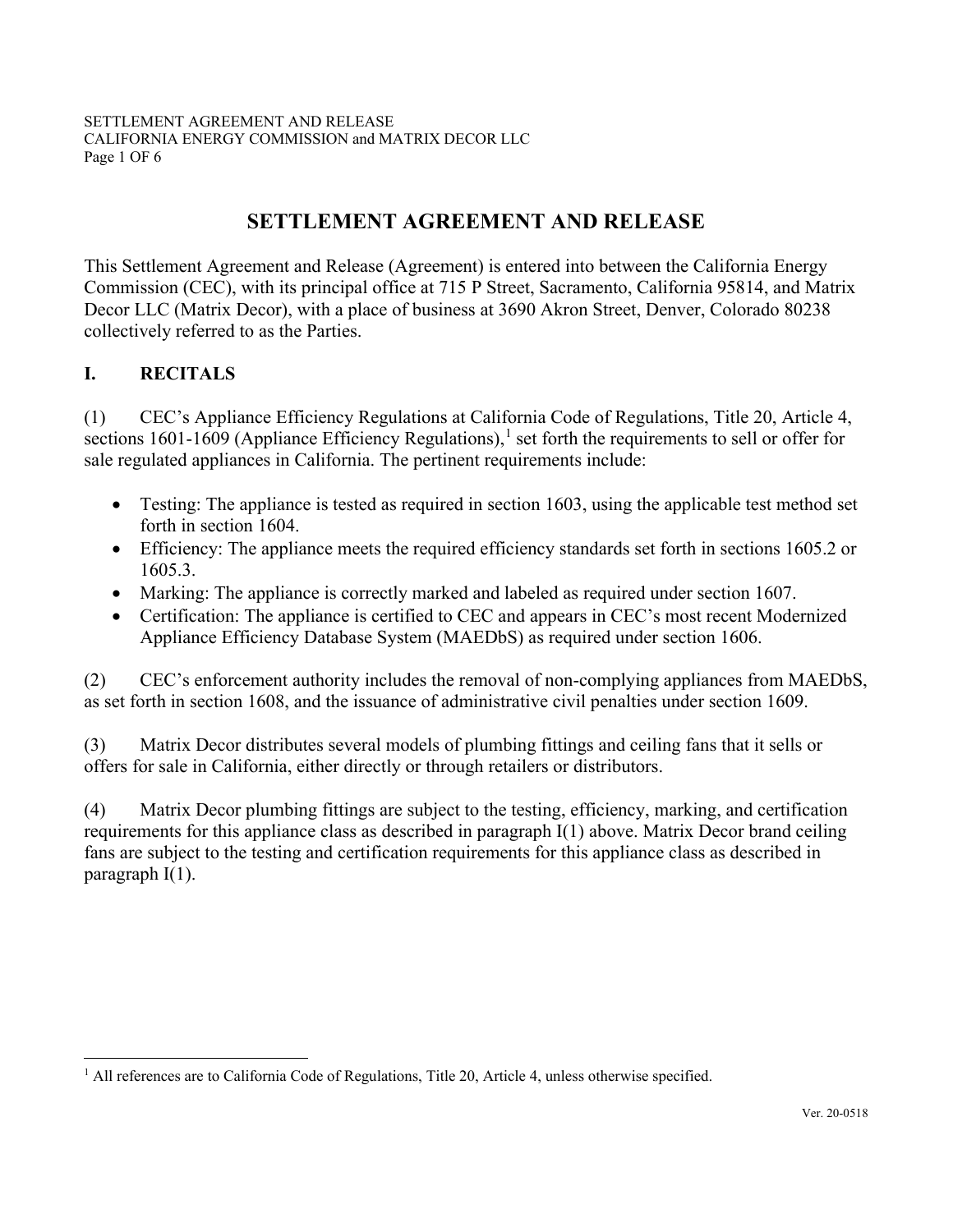# SETTLEMENT AGREEMENT AND RELEASE

This Settlement Agreement and Release (Agreement) is entered into between the California Energy Commission (CEC), with its principal office at 715 P Street, Sacramento, California 95814, and Matrix Decor LLC (Matrix Decor), with a place of business at 3690 Akron Street, Denver, Colorado 80238 collectively referred to as the Parties.

## I. RECITALS

(1) CEC's Appliance Efficiency Regulations at California Code of Regulations, Title 20, Article 4, sections 1601-1609 (Appliance Efficiency Regulations),[1] set forth the requirements to sell or offer for sale regulated appliances in California. The pertinent requirements include:

- Testing: The appliance is tested as required in section 1603, using the applicable test method set forth in section 1604.
- Efficiency: The appliance meets the required efficiency standards set forth in sections 1605.2 or 1605.3.
- Marking: The appliance is correctly marked and labeled as required under section 1607.
- Certification: The appliance is certified to CEC and appears in CEC's most recent Modernized Appliance Efficiency Database System (MAEDbS) as required under section 1606.

(2) CEC's enforcement authority includes the removal of non-complying appliances from MAEDbS, as set forth in section 1608, and the issuance of administrative civil penalties under section 1609.

(3) Matrix Decor distributes several models of plumbing fittings and ceiling fans that it sells or offers for sale in California, either directly or through retailers or distributors.

(4) Matrix Decor plumbing fittings are subject to the testing, efficiency, marking, and certification requirements for this appliance class as described in paragraph I(1) above. Matrix Decor brand ceiling fans are subject to the testing and certification requirements for this appliance class as described in paragraph I(1).

---

[1] All references are to California Code of Regulations, Title 20, Article 4, unless otherwise specified.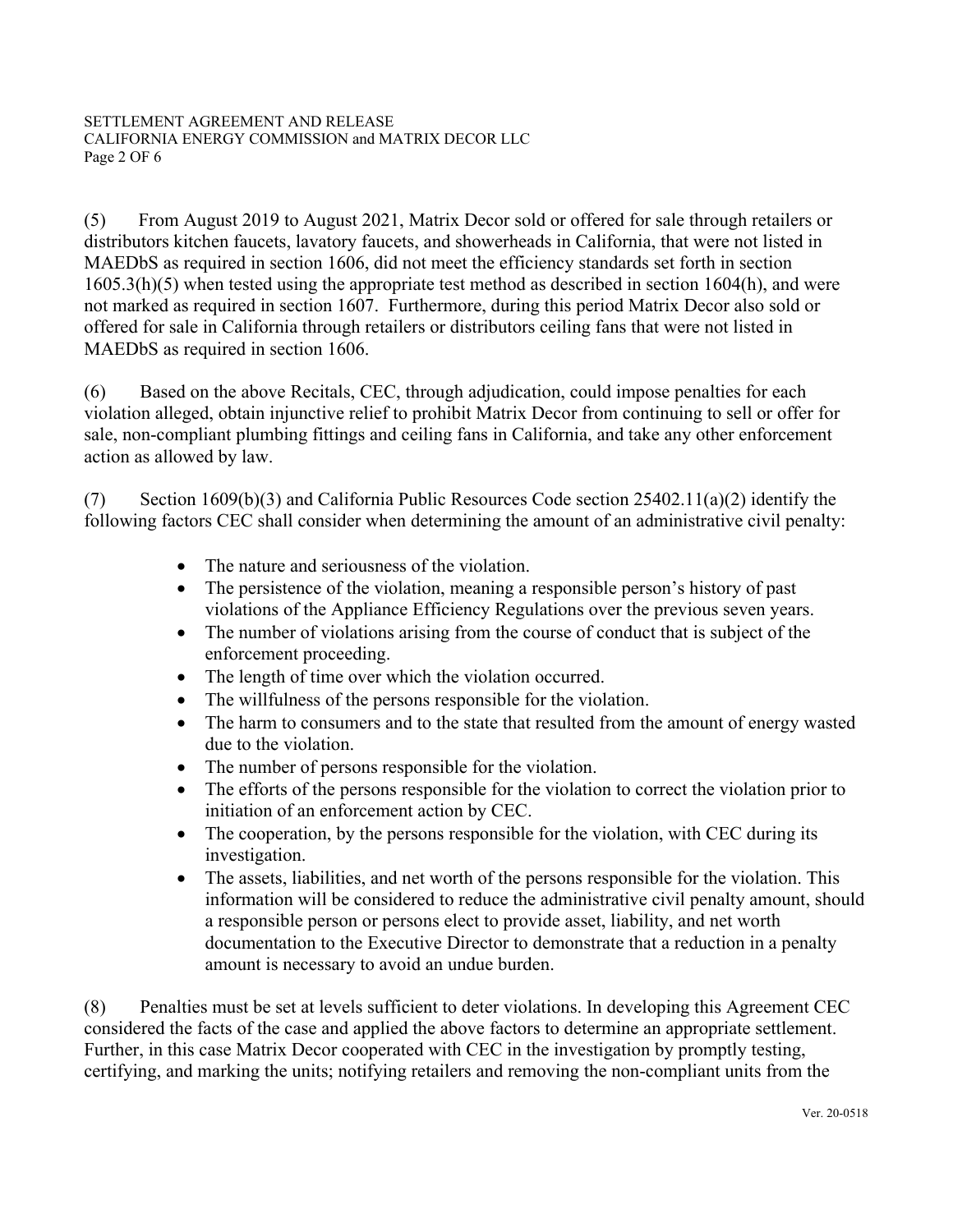(5) From August 2019 to August 2021, Matrix Decor sold or offered for sale through retailers or distributors kitchen faucets, lavatory faucets, and showerheads in California, that were not listed in MAEDbS as required in section 1606, did not meet the efficiency standards set forth in section 1605.3(h)(5) when tested using the appropriate test method as described in section 1604(h), and were not marked as required in section 1607. Furthermore, during this period Matrix Decor also sold or offered for sale in California through retailers or distributors ceiling fans that were not listed in MAEDbS as required in section 1606.

(6) Based on the above Recitals, CEC, through adjudication, could impose penalties for each violation alleged, obtain injunctive relief to prohibit Matrix Decor from continuing to sell or offer for sale, non-compliant plumbing fittings and ceiling fans in California, and take any other enforcement action as allowed by law.

(7) Section 1609(b)(3) and California Public Resources Code section 25402.11(a)(2) identify the following factors CEC shall consider when determining the amount of an administrative civil penalty:

- The nature and seriousness of the violation.
- The persistence of the violation, meaning a responsible person's history of past violations of the Appliance Efficiency Regulations over the previous seven years.
- The number of violations arising from the course of conduct that is subject of the enforcement proceeding.
- The length of time over which the violation occurred.
- The willfulness of the persons responsible for the violation.
- The harm to consumers and to the state that resulted from the amount of energy wasted due to the violation.
- The number of persons responsible for the violation.
- The efforts of the persons responsible for the violation to correct the violation prior to initiation of an enforcement action by CEC.
- The cooperation, by the persons responsible for the violation, with CEC during its investigation.
- The assets, liabilities, and net worth of the persons responsible for the violation. This information will be considered to reduce the administrative civil penalty amount, should a responsible person or persons elect to provide asset, liability, and net worth documentation to the Executive Director to demonstrate that a reduction in a penalty amount is necessary to avoid an undue burden.

(8) Penalties must be set at levels sufficient to deter violations. In developing this Agreement CEC considered the facts of the case and applied the above factors to determine an appropriate settlement. Further, in this case Matrix Decor cooperated with CEC in the investigation by promptly testing, certifying, and marking the units; notifying retailers and removing the non-compliant units from the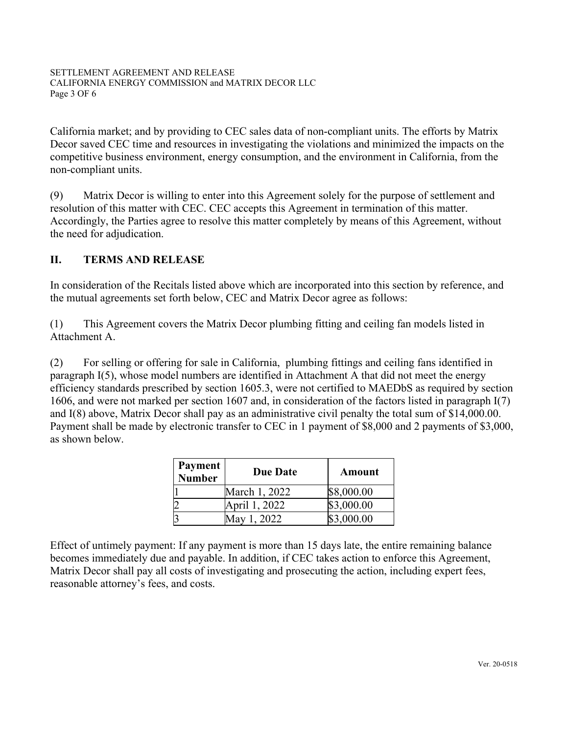California market; and by providing to CEC sales data of non-compliant units. The efforts by Matrix Decor saved CEC time and resources in investigating the violations and minimized the impacts on the competitive business environment, energy consumption, and the environment in California, from the non-compliant units.

(9) Matrix Decor is willing to enter into this Agreement solely for the purpose of settlement and resolution of this matter with CEC. CEC accepts this Agreement in termination of this matter. Accordingly, the Parties agree to resolve this matter completely by means of this Agreement, without the need for adjudication.

## II. TERMS AND RELEASE

In consideration of the Recitals listed above which are incorporated into this section by reference, and the mutual agreements set forth below, CEC and Matrix Decor agree as follows:

(1) This Agreement covers the Matrix Decor plumbing fitting and ceiling fan models listed in Attachment A.

(2) For selling or offering for sale in California, plumbing fittings and ceiling fans identified in paragraph I(5), whose model numbers are identified in Attachment A that did not meet the energy efficiency standards prescribed by section 1605.3, were not certified to MAEDbS as required by section 1606, and were not marked per section 1607 and, in consideration of the factors listed in paragraph I(7) and I(8) above, Matrix Decor shall pay as an administrative civil penalty the total sum of $14,000.00. Payment shall be made by electronic transfer to CEC in 1 payment of $8,000 and 2 payments of $3,000, as shown below.

| Payment Number | Due Date | Amount |
|---|---|---|
| 1 | March 1, 2022 | $8,000.00 |
| 2 | April 1, 2022 | $3,000.00 |
| 3 | May 1, 2022 | $3,000.00 |

Effect of untimely payment: If any payment is more than 15 days late, the entire remaining balance becomes immediately due and payable. In addition, if CEC takes action to enforce this Agreement, Matrix Decor shall pay all costs of investigating and prosecuting the action, including expert fees, reasonable attorney's fees, and costs.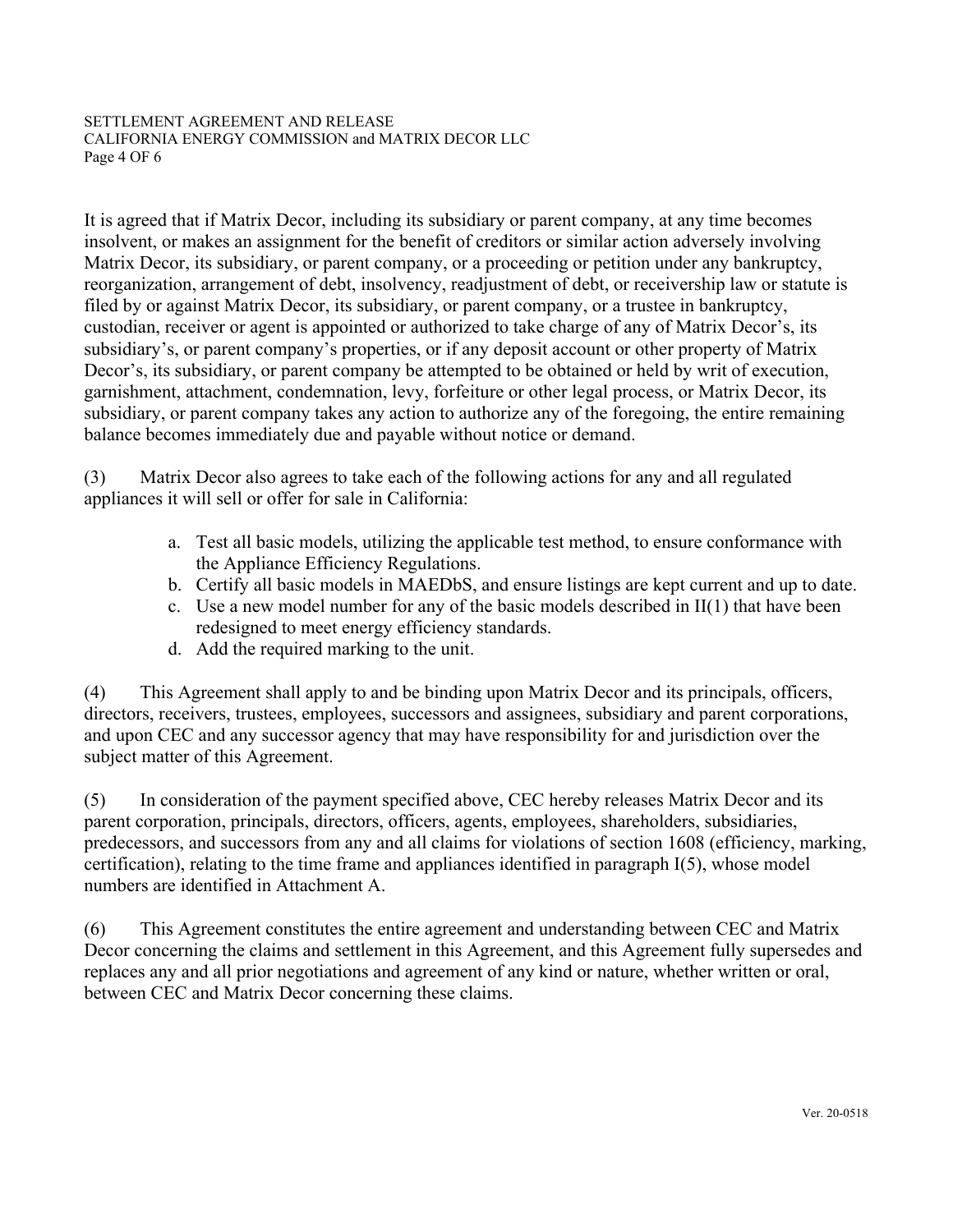It is agreed that if Matrix Decor, including its subsidiary or parent company, at any time becomes insolvent, or makes an assignment for the benefit of creditors or similar action adversely involving Matrix Decor, its subsidiary, or parent company, or a proceeding or petition under any bankruptcy, reorganization, arrangement of debt, insolvency, readjustment of debt, or receivership law or statute is filed by or against Matrix Decor, its subsidiary, or parent company, or a trustee in bankruptcy, custodian, receiver or agent is appointed or authorized to take charge of any of Matrix Decor's, its subsidiary's, or parent company's properties, or if any deposit account or other property of Matrix Decor's, its subsidiary, or parent company be attempted to be obtained or held by writ of execution, garnishment, attachment, condemnation, levy, forfeiture or other legal process, or Matrix Decor, its subsidiary, or parent company takes any action to authorize any of the foregoing, the entire remaining balance becomes immediately due and payable without notice or demand.

(3) Matrix Decor also agrees to take each of the following actions for any and all regulated appliances it will sell or offer for sale in California:

a. Test all basic models, utilizing the applicable test method, to ensure conformance with the Appliance Efficiency Regulations.
b. Certify all basic models in MAEDbS, and ensure listings are kept current and up to date.
c. Use a new model number for any of the basic models described in II(1) that have been redesigned to meet energy efficiency standards.
d. Add the required marking to the unit.

(4) This Agreement shall apply to and be binding upon Matrix Decor and its principals, officers, directors, receivers, trustees, employees, successors and assignees, subsidiary and parent corporations, and upon CEC and any successor agency that may have responsibility for and jurisdiction over the subject matter of this Agreement.

(5) In consideration of the payment specified above, CEC hereby releases Matrix Decor and its parent corporation, principals, directors, officers, agents, employees, shareholders, subsidiaries, predecessors, and successors from any and all claims for violations of section 1608 (efficiency, marking, certification), relating to the time frame and appliances identified in paragraph I(5), whose model numbers are identified in Attachment A.

(6) This Agreement constitutes the entire agreement and understanding between CEC and Matrix Decor concerning the claims and settlement in this Agreement, and this Agreement fully supersedes and replaces any and all prior negotiations and agreement of any kind or nature, whether written or oral, between CEC and Matrix Decor concerning these claims.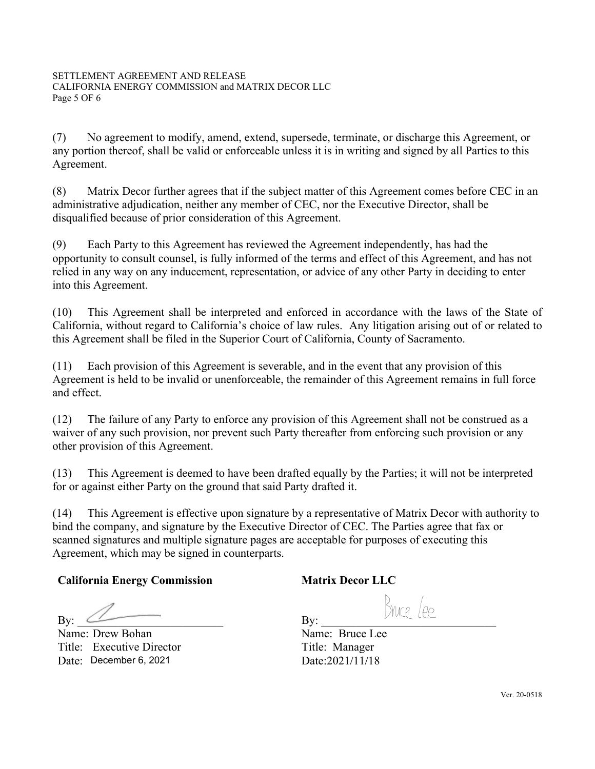(7) No agreement to modify, amend, extend, supersede, terminate, or discharge this Agreement, or any portion thereof, shall be valid or enforceable unless it is in writing and signed by all Parties to this Agreement.

(8) Matrix Decor further agrees that if the subject matter of this Agreement comes before CEC in an administrative adjudication, neither any member of CEC, nor the Executive Director, shall be disqualified because of prior consideration of this Agreement.

(9) Each Party to this Agreement has reviewed the Agreement independently, has had the opportunity to consult counsel, is fully informed of the terms and effect of this Agreement, and has not relied in any way on any inducement, representation, or advice of any other Party in deciding to enter into this Agreement.

(10) This Agreement shall be interpreted and enforced in accordance with the laws of the State of California, without regard to California's choice of law rules. Any litigation arising out of or related to this Agreement shall be filed in the Superior Court of California, County of Sacramento.

(11) Each provision of this Agreement is severable, and in the event that any provision of this Agreement is held to be invalid or unenforceable, the remainder of this Agreement remains in full force and effect.

(12) The failure of any Party to enforce any provision of this Agreement shall not be construed as a waiver of any such provision, nor prevent such Party thereafter from enforcing such provision or any other provision of this Agreement.

(13) This Agreement is deemed to have been drafted equally by the Parties; it will not be interpreted for or against either Party on the ground that said Party drafted it.

(14) This Agreement is effective upon signature by a representative of Matrix Decor with authority to bind the company, and signature by the Executive Director of CEC. The Parties agree that fax or scanned signatures and multiple signature pages are acceptable for purposes of executing this Agreement, which may be signed in counterparts.

**California Energy Commission**

By: ________________________

Name: Drew Bohan
Title: Executive Director
Date: December 6, 2021

**Matrix Decor LLC**

By: Bruce Lee

Name: Bruce Lee
Title: Manager
Date:2021/11/18

Ver. 20-0518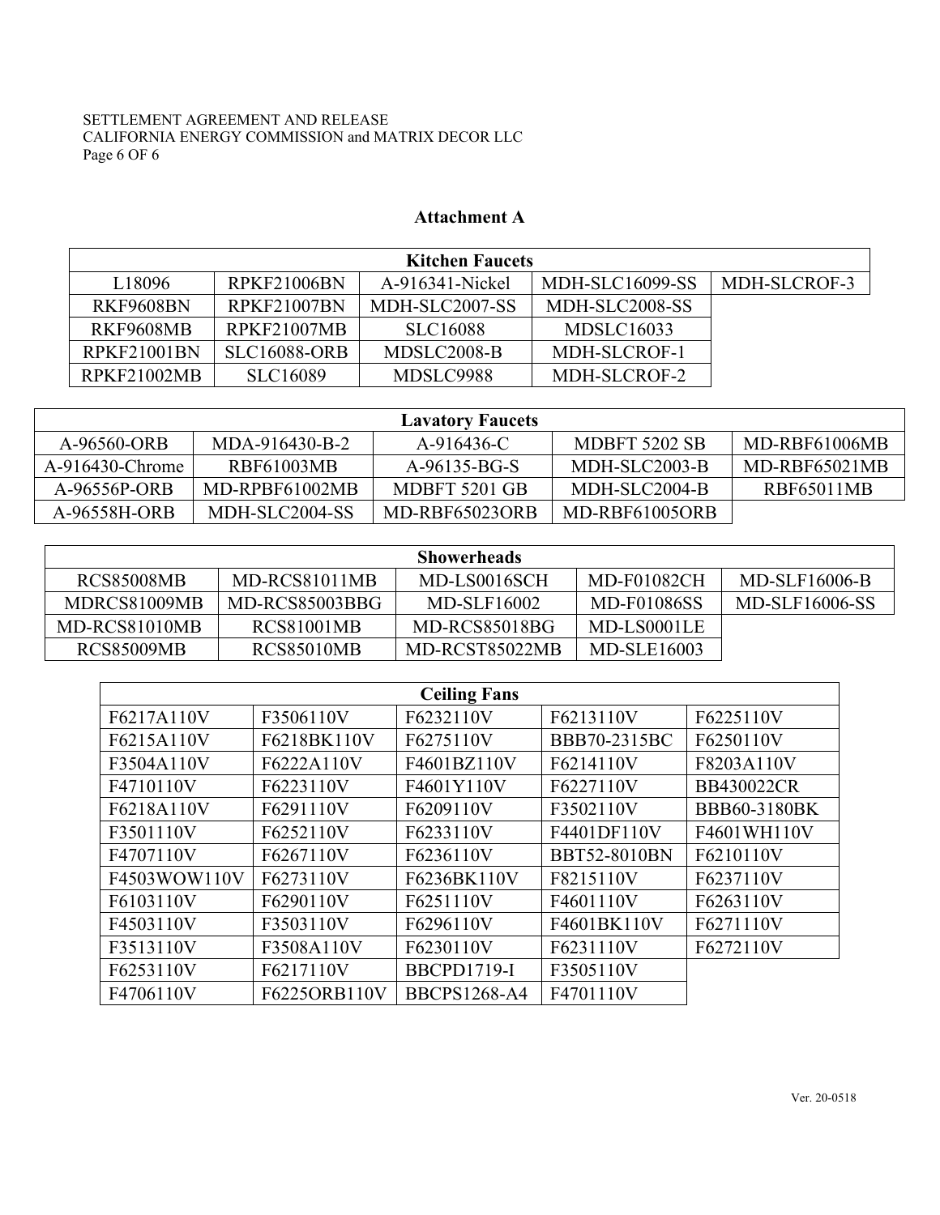## Attachment A

| Kitchen Faucets | | | | |
|---|---|---|---|---|
| L18096 | RPKF21006BN | A-916341-Nickel | MDH-SLC16099-SS | MDH-SLCROF-3 |
| RKF9608BN | RPKF21007BN | MDH-SLC2007-SS | MDH-SLC2008-SS | |
| RKF9608MB | RPKF21007MB | SLC16088 | MDSLC16033 | |
| RPKF21001BN | SLC16088-ORB | MDSLC2008-B | MDH-SLCROF-1 | |
| RPKF21002MB | SLC16089 | MDSLC9988 | MDH-SLCROF-2 | |

| Lavatory Faucets | | | | |
|---|---|---|---|---|
| A-96560-ORB | MDA-916430-B-2 | A-916436-C | MDBFT 5202 SB | MD-RBF61006MB |
| A-916430-Chrome | RBF61003MB | A-96135-BG-S | MDH-SLC2003-B | MD-RBF65021MB |
| A-96556P-ORB | MD-RPBF61002MB | MDBFT 5201 GB | MDH-SLC2004-B | RBF65011MB |
| A-96558H-ORB | MDH-SLC2004-SS | MD-RBF65023ORB | MD-RBF61005ORB | |

| Showerheads | | | | |
|---|---|---|---|---|
| RCS85008MB | MD-RCS81011MB | MD-LS0016SCH | MD-F01082CH | MD-SLF16006-B |
| MDRCS81009MB | MD-RCS85003BBG | MD-SLF16002 | MD-F01086SS | MD-SLF16006-SS |
| MD-RCS81010MB | RCS81001MB | MD-RCS85018BG | MD-LS0001LE | |
| RCS85009MB | RCS85010MB | MD-RCST85022MB | MD-SLE16003 | |

| Ceiling Fans | | | | |
|---|---|---|---|---|
| F6217A110V | F3506110V | F6232110V | F6213110V | F6225110V |
| F6215A110V | F6218BK110V | F6275110V | BBB70-2315BC | F6250110V |
| F3504A110V | F6222A110V | F4601BZ110V | F6214110V | F8203A110V |
| F4710110V | F6223110V | F4601Y110V | F6227110V | BB430022CR |
| F6218A110V | F6291110V | F6209110V | F3502110V | BBB60-3180BK |
| F3501110V | F6252110V | F6233110V | F4401DF110V | F4601WH110V |
| F4707110V | F6267110V | F6236110V | BBT52-8010BN | F6210110V |
| F4503WOW110V | F6273110V | F6236BK110V | F8215110V | F6237110V |
| F6103110V | F6290110V | F6251110V | F4601110V | F6263110V |
| F4503110V | F3503110V | F6296110V | F4601BK110V | F6271110V |
| F3513110V | F3508A110V | F6230110V | F6231110V | F6272110V |
| F6253110V | F6217110V | BBCPD1719-I | F3505110V | |
| F4706110V | F6225ORB110V | BBCPS1268-A4 | F4701110V | |

Ver. 20-0518